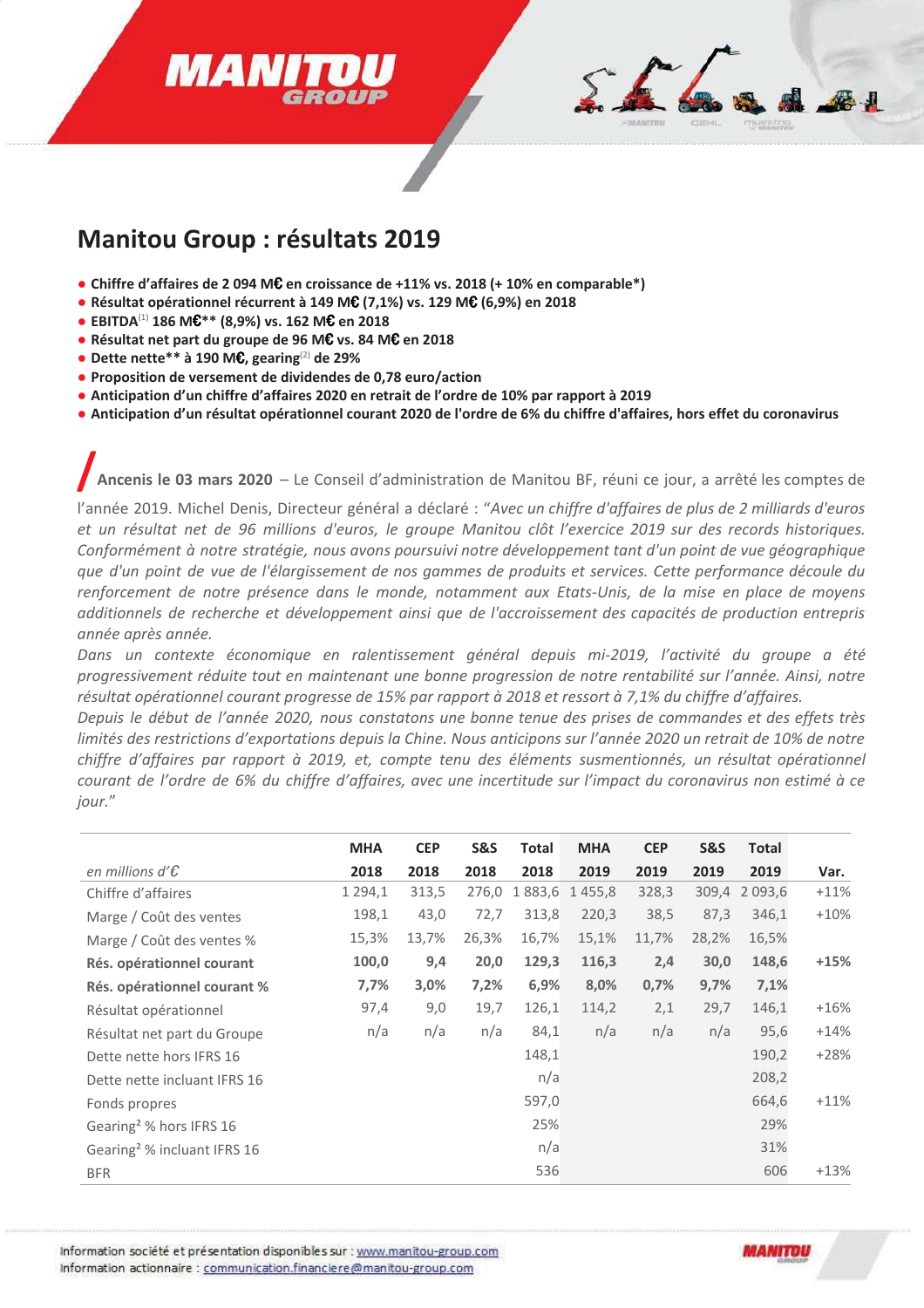# Manitou Group : résultats 2019

- **Chiffre d'affaires de 2 094 M€ en croissance de +11% vs. 2018 (+ 10% en comparable*)**
- **Résultat opérationnel récurrent à 149 M€ (7,1%) vs. 129 M€ (6,9%) en 2018**
- **EBITDA[1] 186 M€** (8,9%) vs. 162 M€ en 2018**
- **Résultat net part du groupe de 96 M€ vs. 84 M€ en 2018**
- **Dette nette** à 190 M€, gearing[2] de 29%**
- **Proposition de versement de dividendes de 0,78 euro/action**
- **Anticipation d'un chiffre d'affaires 2020 en retrait de l'ordre de 10% par rapport à 2019**
- **Anticipation d'un résultat opérationnel courant 2020 de l'ordre de 6% du chiffre d'affaires, hors effet du coronavirus**

**Ancenis le 03 mars 2020** – Le Conseil d'administration de Manitou BF, réuni ce jour, a arrêté les comptes de l'année 2019. Michel Denis, Directeur général a déclaré : "*Avec un chiffre d'affaires de plus de 2 milliards d'euros et un résultat net de 96 millions d'euros, le groupe Manitou clôt l'exercice 2019 sur des records historiques. Conformément à notre stratégie, nous avons poursuivi notre développement tant d'un point de vue géographique que d'un point de vue de l'élargissement de nos gammes de produits et services. Cette performance découle du renforcement de notre présence dans le monde, notamment aux Etats-Unis, de la mise en place de moyens additionnels de recherche et développement ainsi que de l'accroissement des capacités de production entrepris année après année.*

*Dans un contexte économique en ralentissement général depuis mi-2019, l'activité du groupe a été progressivement réduite tout en maintenant une bonne progression de notre rentabilité sur l'année. Ainsi, notre résultat opérationnel courant progresse de 15% par rapport à 2018 et ressort à 7,1% du chiffre d'affaires.*

*Depuis le début de l'année 2020, nous constatons une bonne tenue des prises de commandes et des effets très limités des restrictions d'exportations depuis la Chine. Nous anticipons sur l'année 2020 un retrait de 10% de notre chiffre d'affaires par rapport à 2019, et, compte tenu des éléments susmentionnés, un résultat opérationnel courant de l'ordre de 6% du chiffre d'affaires, avec une incertitude sur l'impact du coronavirus non estimé à ce jour.*"

| *en millions d'€* | **MHA 2018** | **CEP 2018** | **S&S 2018** | **Total 2018** | **MHA 2019** | **CEP 2019** | **S&S 2019** | **Total 2019** | **Var.** |
|---|---|---|---|---|---|---|---|---|---|
| Chiffre d'affaires | 1 294,1 | 313,5 | 276,0 | 1 883,6 | 1 455,8 | 328,3 | 309,4 | 2 093,6 | +11% |
| Marge / Coût des ventes | 198,1 | 43,0 | 72,7 | 313,8 | 220,3 | 38,5 | 87,3 | 346,1 | +10% |
| Marge / Coût des ventes % | 15,3% | 13,7% | 26,3% | 16,7% | 15,1% | 11,7% | 28,2% | 16,5% | |
| **Rés. opérationnel courant** | **100,0** | **9,4** | **20,0** | **129,3** | **116,3** | **2,4** | **30,0** | **148,6** | **+15%** |
| **Rés. opérationnel courant %** | **7,7%** | **3,0%** | **7,2%** | **6,9%** | **8,0%** | **0,7%** | **9,7%** | **7,1%** | |
| Résultat opérationnel | 97,4 | 9,0 | 19,7 | 126,1 | 114,2 | 2,1 | 29,7 | 146,1 | +16% |
| Résultat net part du Groupe | n/a | n/a | n/a | 84,1 | n/a | n/a | n/a | 95,6 | +14% |
| Dette nette hors IFRS 16 | | | | 148,1 | | | | 190,2 | +28% |
| Dette nette incluant IFRS 16 | | | | n/a | | | | 208,2 | |
| Fonds propres | | | | 597,0 | | | | 664,6 | +11% |
| Gearing[2] % hors IFRS 16 | | | | 25% | | | | 29% | |
| Gearing[2] % incluant IFRS 16 | | | | n/a | | | | 31% | |
| BFR | | | | 536 | | | | 606 | +13% |

Information société et présentation disponibles sur : www.manitou-group.com
Information actionnaire : communication.financiere@manitou-group.com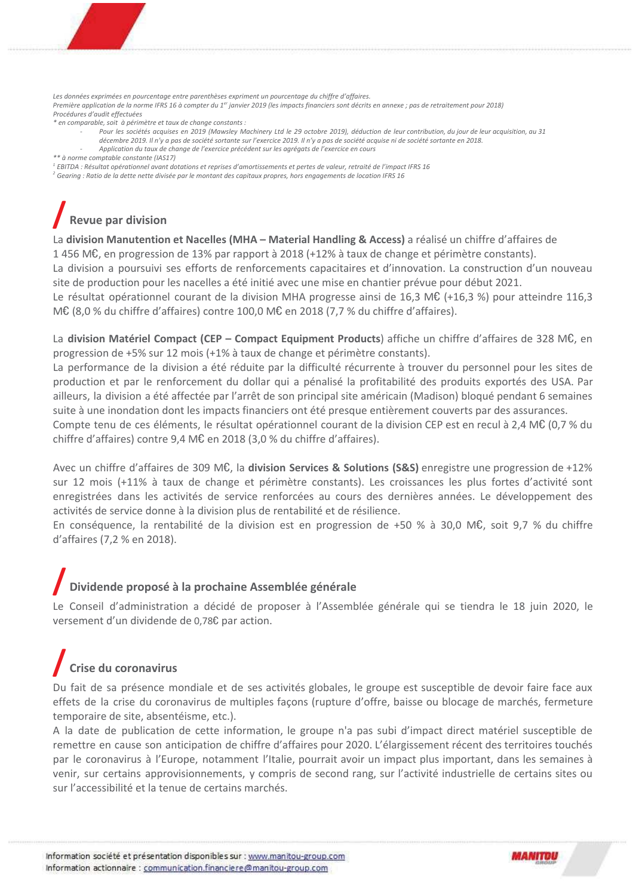*Les données exprimées en pourcentage entre parenthèses expriment un pourcentage du chiffre d'affaires.*
*Première application de la norme IFRS 16 à compter du 1er janvier 2019 (les impacts financiers sont décrits en annexe ; pas de retraitement pour 2018)*
*Procédures d'audit effectuées*
*\* en comparable, soit à périmètre et taux de change constants :*

- *Pour les sociétés acquises en 2019 (Mawsley Machinery Ltd le 29 octobre 2019), déduction de leur contribution, du jour de leur acquisition, au 31 décembre 2019. Il n'y a pas de société sortante sur l'exercice 2019. Il n'y a pas de société acquise ni de société sortante en 2018.*
- *Application du taux de change de l'exercice précédent sur les agrégats de l'exercice en cours*

*\*\* à norme comptable constante (IAS17)*
*[1] EBITDA : Résultat opérationnel avant dotations et reprises d'amortissements et pertes de valeur, retraité de l'impact IFRS 16*
*[2] Gearing : Ratio de la dette nette divisée par le montant des capitaux propres, hors engagements de location IFRS 16*

## Revue par division

La **division Manutention et Nacelles (MHA – Material Handling & Access)** a réalisé un chiffre d'affaires de 1 456 M€, en progression de 13% par rapport à 2018 (+12% à taux de change et périmètre constants).
La division a poursuivi ses efforts de renforcements capacitaires et d'innovation. La construction d'un nouveau site de production pour les nacelles a été initié avec une mise en chantier prévue pour début 2021.
Le résultat opérationnel courant de la division MHA progresse ainsi de 16,3 M€ (+16,3 %) pour atteindre 116,3 M€ (8,0 % du chiffre d'affaires) contre 100,0 M€ en 2018 (7,7 % du chiffre d'affaires).

La **division Matériel Compact (CEP – Compact Equipment Products**) affiche un chiffre d'affaires de 328 M€, en progression de +5% sur 12 mois (+1% à taux de change et périmètre constants).
La performance de la division a été réduite par la difficulté récurrente à trouver du personnel pour les sites de production et par le renforcement du dollar qui a pénalisé la profitabilité des produits exportés des USA. Par ailleurs, la division a été affectée par l'arrêt de son principal site américain (Madison) bloqué pendant 6 semaines suite à une inondation dont les impacts financiers ont été presque entièrement couverts par des assurances.
Compte tenu de ces éléments, le résultat opérationnel courant de la division CEP est en recul à 2,4 M€ (0,7 % du chiffre d'affaires) contre 9,4 M€ en 2018 (3,0 % du chiffre d'affaires).

Avec un chiffre d'affaires de 309 M€, la **division Services & Solutions (S&S)** enregistre une progression de +12% sur 12 mois (+11% à taux de change et périmètre constants). Les croissances les plus fortes d'activité sont enregistrées dans les activités de service renforcées au cours des dernières années. Le développement des activités de service donne à la division plus de rentabilité et de résilience.
En conséquence, la rentabilité de la division est en progression de +50 % à 30,0 M€, soit 9,7 % du chiffre d'affaires (7,2 % en 2018).

## Dividende proposé à la prochaine Assemblée générale

Le Conseil d'administration a décidé de proposer à l'Assemblée générale qui se tiendra le 18 juin 2020, le versement d'un dividende de 0,78€ par action.

## Crise du coronavirus

Du fait de sa présence mondiale et de ses activités globales, le groupe est susceptible de devoir faire face aux effets de la crise du coronavirus de multiples façons (rupture d'offre, baisse ou blocage de marchés, fermeture temporaire de site, absentéisme, etc.).
A la date de publication de cette information, le groupe n'a pas subi d'impact direct matériel susceptible de remettre en cause son anticipation de chiffre d'affaires pour 2020. L'élargissement récent des territoires touchés par le coronavirus à l'Europe, notamment l'Italie, pourrait avoir un impact plus important, dans les semaines à venir, sur certains approvisionnements, y compris de second rang, sur l'activité industrielle de certains sites ou sur l'accessibilité et la tenue de certains marchés.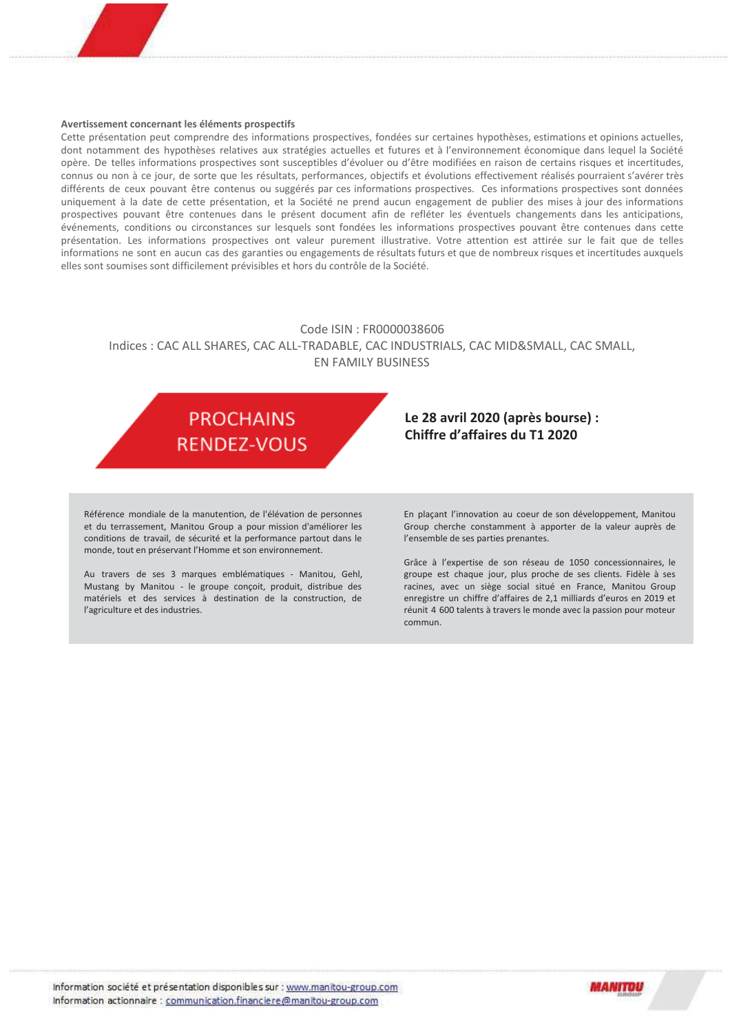**Avertissement concernant les éléments prospectifs**

Cette présentation peut comprendre des informations prospectives, fondées sur certaines hypothèses, estimations et opinions actuelles, dont notamment des hypothèses relatives aux stratégies actuelles et futures et à l'environnement économique dans lequel la Société opère. De telles informations prospectives sont susceptibles d'évoluer ou d'être modifiées en raison de certains risques et incertitudes, connus ou non à ce jour, de sorte que les résultats, performances, objectifs et évolutions effectivement réalisés pourraient s'avérer très différents de ceux pouvant être contenus ou suggérés par ces informations prospectives. Ces informations prospectives sont données uniquement à la date de cette présentation, et la Société ne prend aucun engagement de publier des mises à jour des informations prospectives pouvant être contenues dans le présent document afin de refléter les éventuels changements dans les anticipations, événements, conditions ou circonstances sur lesquels sont fondées les informations prospectives pouvant être contenues dans cette présentation. Les informations prospectives ont valeur purement illustrative. Votre attention est attirée sur le fait que de telles informations ne sont en aucun cas des garanties ou engagements de résultats futurs et que de nombreux risques et incertitudes auxquels elles sont soumises sont difficilement prévisibles et hors du contrôle de la Société.

Code ISIN : FR0000038606

Indices : CAC ALL SHARES, CAC ALL-TRADABLE, CAC INDUSTRIALS, CAC MID&SMALL, CAC SMALL, EN FAMILY BUSINESS

## PROCHAINS RENDEZ-VOUS

**Le 28 avril 2020 (après bourse) : Chiffre d'affaires du T1 2020**

Référence mondiale de la manutention, de l'élévation de personnes et du terrassement, Manitou Group a pour mission d'améliorer les conditions de travail, de sécurité et la performance partout dans le monde, tout en préservant l'Homme et son environnement.

Au travers de ses 3 marques emblématiques - Manitou, Gehl, Mustang by Manitou - le groupe conçoit, produit, distribue des matériels et des services à destination de la construction, de l'agriculture et des industries.

En plaçant l'innovation au coeur de son développement, Manitou Group cherche constamment à apporter de la valeur auprès de l'ensemble de ses parties prenantes.

Grâce à l'expertise de son réseau de 1050 concessionnaires, le groupe est chaque jour, plus proche de ses clients. Fidèle à ses racines, avec un siège social situé en France, Manitou Group enregistre un chiffre d'affaires de 2,1 milliards d'euros en 2019 et réunit 4 600 talents à travers le monde avec la passion pour moteur commun.

Information société et présentation disponibles sur : www.manitou-group.com

Information actionnaire : communication.financiere@manitou-group.com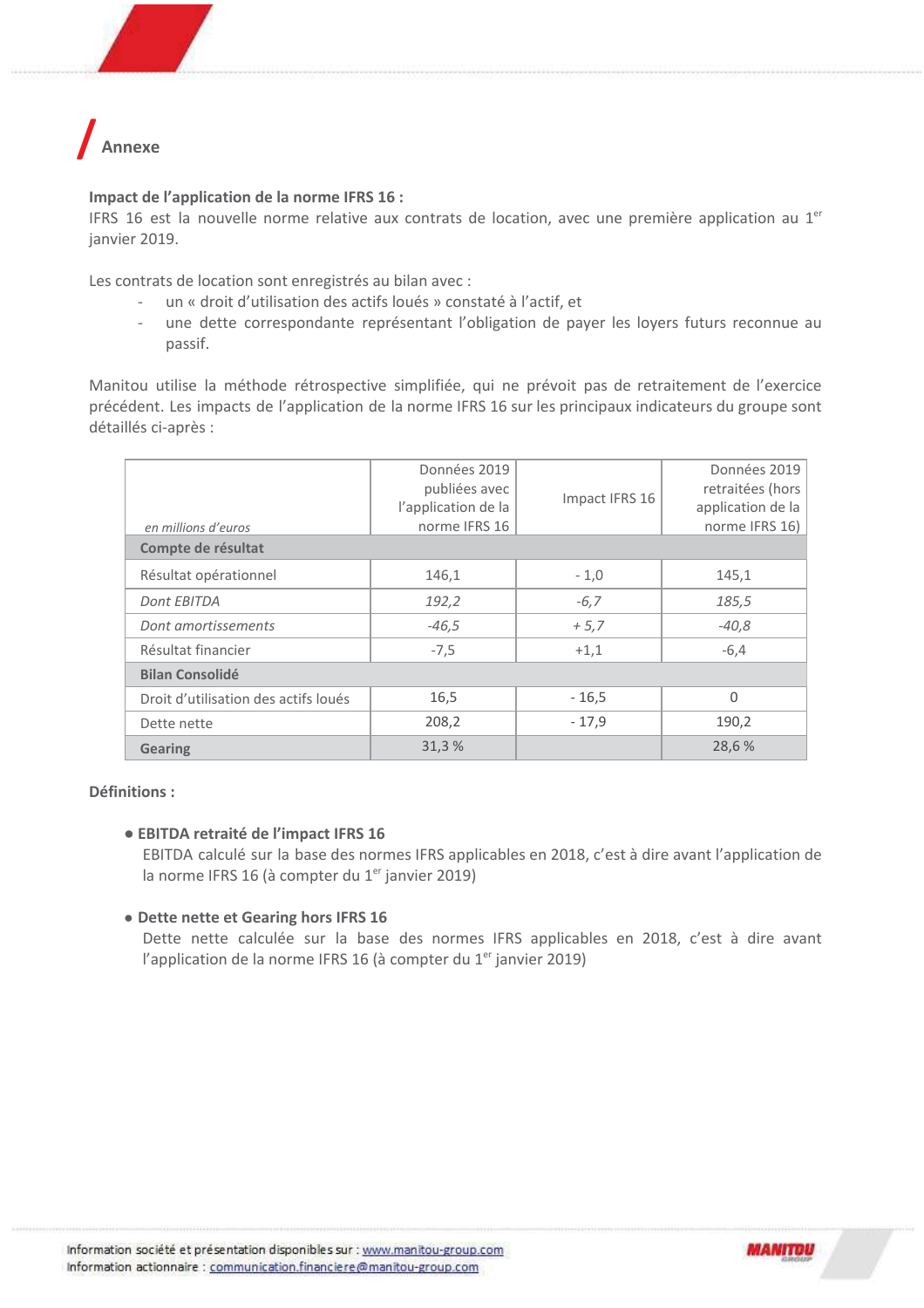## Annexe

**Impact de l'application de la norme IFRS 16 :**
IFRS 16 est la nouvelle norme relative aux contrats de location, avec une première application au 1er janvier 2019.

Les contrats de location sont enregistrés au bilan avec :

- un « droit d'utilisation des actifs loués » constaté à l'actif, et
- une dette correspondante représentant l'obligation de payer les loyers futurs reconnue au passif.

Manitou utilise la méthode rétrospective simplifiée, qui ne prévoit pas de retraitement de l'exercice précédent. Les impacts de l'application de la norme IFRS 16 sur les principaux indicateurs du groupe sont détaillés ci-après :

| *en millions d'euros* | Données 2019 publiées avec l'application de la norme IFRS 16 | Impact IFRS 16 | Données 2019 retraitées (hors application de la norme IFRS 16) |
|---|---|---|---|
| **Compte de résultat** | | | |
| Résultat opérationnel | 146,1 | - 1,0 | 145,1 |
| *Dont EBITDA* | *192,2* | *-6,7* | *185,5* |
| *Dont amortissements* | *-46,5* | *+ 5,7* | *-40,8* |
| Résultat financier | -7,5 | +1,1 | -6,4 |
| **Bilan Consolidé** | | | |
| Droit d'utilisation des actifs loués | 16,5 | - 16,5 | 0 |
| Dette nette | 208,2 | - 17,9 | 190,2 |
| **Gearing** | 31,3 % | | 28,6 % |

**Définitions :**

- **EBITDA retraité de l'impact IFRS 16**
  EBITDA calculé sur la base des normes IFRS applicables en 2018, c'est à dire avant l'application de la norme IFRS 16 (à compter du 1er janvier 2019)

- **Dette nette et Gearing hors IFRS 16**
  Dette nette calculée sur la base des normes IFRS applicables en 2018, c'est à dire avant l'application de la norme IFRS 16 (à compter du 1er janvier 2019)

Information société et présentation disponibles sur : www.manitou-group.com
Information actionnaire : communication.financiere@manitou-group.com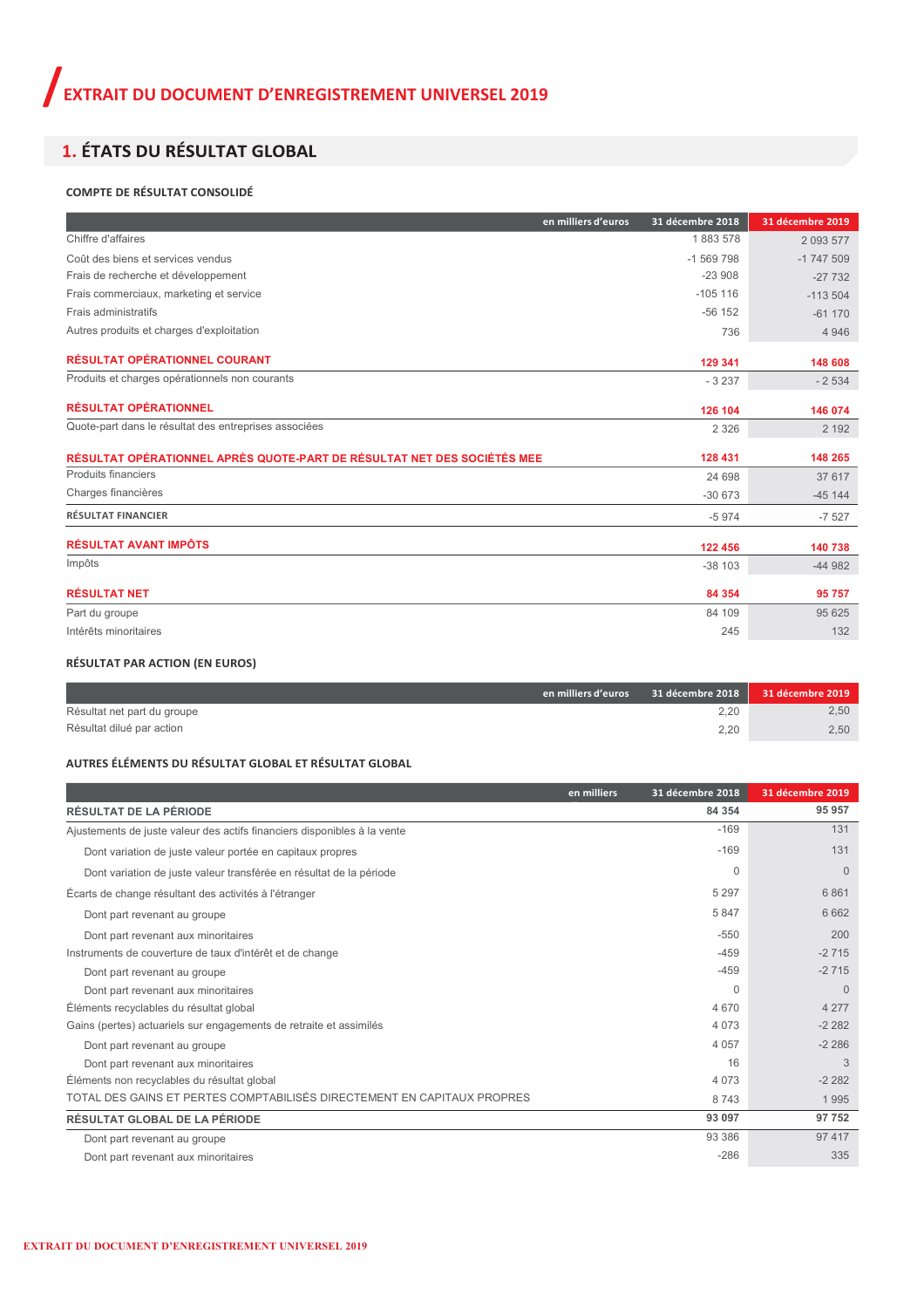# EXTRAIT DU DOCUMENT D'ENREGISTREMENT UNIVERSEL 2019

## 1. ÉTATS DU RÉSULTAT GLOBAL

### COMPTE DE RÉSULTAT CONSOLIDÉ

| en milliers d'euros | 31 décembre 2018 | 31 décembre 2019 |
|---|---|---|
| Chiffre d'affaires | 1 883 578 | 2 093 577 |
| Coût des biens et services vendus | -1 569 798 | -1 747 509 |
| Frais de recherche et développement | -23 908 | -27 732 |
| Frais commerciaux, marketing et service | -105 116 | -113 504 |
| Frais administratifs | -56 152 | -61 170 |
| Autres produits et charges d'exploitation | 736 | 4 946 |
| **RÉSULTAT OPÉRATIONNEL COURANT** | **129 341** | **148 608** |
| Produits et charges opérationnels non courants | - 3 237 | - 2 534 |
| **RÉSULTAT OPÉRATIONNEL** | **126 104** | **146 074** |
| Quote-part dans le résultat des entreprises associées | 2 326 | 2 192 |
| **RÉSULTAT OPÉRATIONNEL APRÈS QUOTE-PART DE RÉSULTAT NET DES SOCIÉTÉS MEE** | **128 431** | **148 265** |
| Produits financiers | 24 698 | 37 617 |
| Charges financières | -30 673 | -45 144 |
| RÉSULTAT FINANCIER | -5 974 | -7 527 |
| **RÉSULTAT AVANT IMPÔTS** | **122 456** | **140 738** |
| Impôts | -38 103 | -44 982 |
| **RÉSULTAT NET** | **84 354** | **95 757** |
| Part du groupe | 84 109 | 95 625 |
| Intérêts minoritaires | 245 | 132 |

### RÉSULTAT PAR ACTION (EN EUROS)

| en milliers d'euros | 31 décembre 2018 | 31 décembre 2019 |
|---|---|---|
| Résultat net part du groupe | 2,20 | 2,50 |
| Résultat dilué par action | 2,20 | 2,50 |

### AUTRES ÉLÉMENTS DU RÉSULTAT GLOBAL ET RÉSULTAT GLOBAL

| en milliers | 31 décembre 2018 | 31 décembre 2019 |
|---|---|---|
| **RÉSULTAT DE LA PÉRIODE** | **84 354** | **95 957** |
| Ajustements de juste valeur des actifs financiers disponibles à la vente | -169 | 131 |
| Dont variation de juste valeur portée en capitaux propres | -169 | 131 |
| Dont variation de juste valeur transférée en résultat de la période | 0 | 0 |
| Écarts de change résultant des activités à l'étranger | 5 297 | 6 861 |
| Dont part revenant au groupe | 5 847 | 6 662 |
| Dont part revenant aux minoritaires | -550 | 200 |
| Instruments de couverture de taux d'intérêt et de change | -459 | -2 715 |
| Dont part revenant au groupe | -459 | -2 715 |
| Dont part revenant aux minoritaires | 0 | 0 |
| Éléments recyclables du résultat global | 4 670 | 4 277 |
| Gains (pertes) actuariels sur engagements de retraite et assimilés | 4 073 | -2 282 |
| Dont part revenant au groupe | 4 057 | -2 286 |
| Dont part revenant aux minoritaires | 16 | 3 |
| Éléments non recyclables du résultat global | 4 073 | -2 282 |
| TOTAL DES GAINS ET PERTES COMPTABILISÉS DIRECTEMENT EN CAPITAUX PROPRES | 8 743 | 1 995 |
| **RÉSULTAT GLOBAL DE LA PÉRIODE** | **93 097** | **97 752** |
| Dont part revenant au groupe | 93 386 | 97 417 |
| Dont part revenant aux minoritaires | -286 | 335 |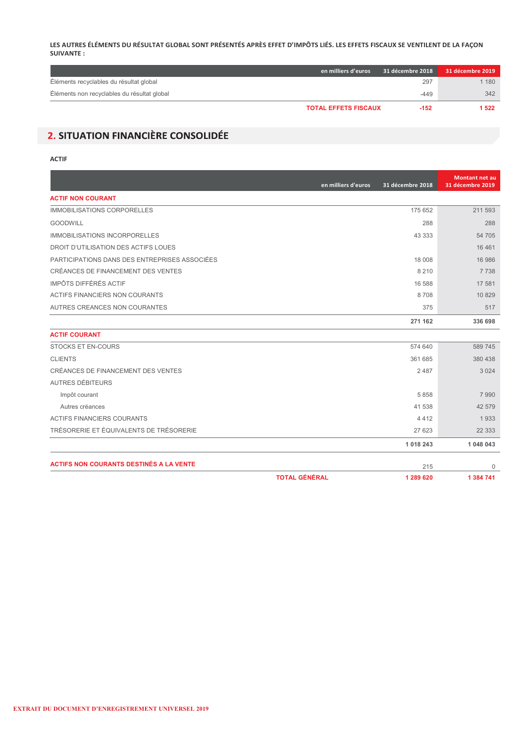**LES AUTRES ÉLÉMENTS DU RÉSULTAT GLOBAL SONT PRÉSENTÉS APRÈS EFFET D'IMPÔTS LIÉS. LES EFFETS FISCAUX SE VENTILENT DE LA FAÇON SUIVANTE :**

| en milliers d'euros | 31 décembre 2018 | 31 décembre 2019 |
|---|---|---|
| Éléments recyclables du résultat global | 297 | 1 180 |
| Éléments non recyclables du résultat global | -449 | 342 |
| **TOTAL EFFETS FISCAUX** | **-152** | **1 522** |

## 2. SITUATION FINANCIÈRE CONSOLIDÉE

**ACTIF**

| en milliers d'euros | 31 décembre 2018 | Montant net au 31 décembre 2019 |
|---|---|---|
| **ACTIF NON COURANT** | | |
| IMMOBILISATIONS CORPORELLES | 175 652 | 211 593 |
| GOODWILL | 288 | 288 |
| IMMOBILISATIONS INCORPORELLES | 43 333 | 54 705 |
| DROIT D'UTILISATION DES ACTIFS LOUES | | 16 461 |
| PARTICIPATIONS DANS DES ENTREPRISES ASSOCIÉES | 18 008 | 16 986 |
| CRÉANCES DE FINANCEMENT DES VENTES | 8 210 | 7 738 |
| IMPÔTS DIFFÉRÉS ACTIF | 16 588 | 17 581 |
| ACTIFS FINANCIERS NON COURANTS | 8 708 | 10 829 |
| AUTRES CREANCES NON COURANTES | 375 | 517 |
| | **271 162** | **336 698** |
| **ACTIF COURANT** | | |
| STOCKS ET EN-COURS | 574 640 | 589 745 |
| CLIENTS | 361 685 | 380 438 |
| CRÉANCES DE FINANCEMENT DES VENTES | 2 487 | 3 024 |
| AUTRES DÉBITEURS | | |
| Impôt courant | 5 858 | 7 990 |
| Autres créances | 41 538 | 42 579 |
| ACTIFS FINANCIERS COURANTS | 4 412 | 1 933 |
| TRÉSORERIE ET ÉQUIVALENTS DE TRÉSORERIE | 27 623 | 22 333 |
| | **1 018 243** | **1 048 043** |
| **ACTIFS NON COURANTS DESTINÉS A LA VENTE** | 215 | 0 |
| **TOTAL GÉNÉRAL** | **1 289 620** | **1 384 741** |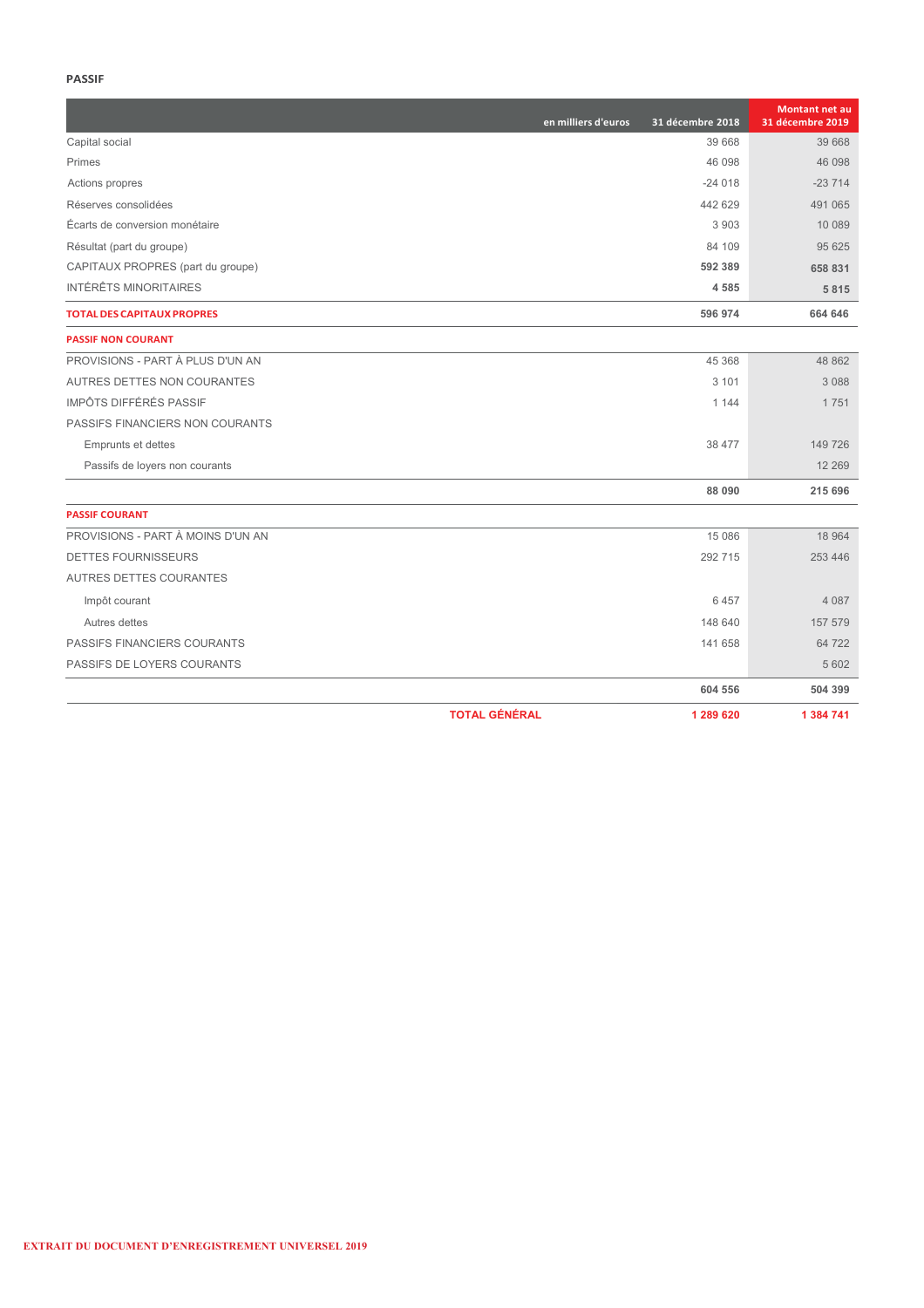**PASSIF**

| en milliers d'euros | 31 décembre 2018 | Montant net au 31 décembre 2019 |
|---|---|---|
| Capital social | 39 668 | 39 668 |
| Primes | 46 098 | 46 098 |
| Actions propres | -24 018 | -23 714 |
| Réserves consolidées | 442 629 | 491 065 |
| Écarts de conversion monétaire | 3 903 | 10 089 |
| Résultat (part du groupe) | 84 109 | 95 625 |
| CAPITAUX PROPRES (part du groupe) | **592 389** | **658 831** |
| INTÉRÊTS MINORITAIRES | **4 585** | **5 815** |
| **TOTAL DES CAPITAUX PROPRES** | **596 974** | **664 646** |
| **PASSIF NON COURANT** | | |
| PROVISIONS - PART À PLUS D'UN AN | 45 368 | 48 862 |
| AUTRES DETTES NON COURANTES | 3 101 | 3 088 |
| IMPÔTS DIFFÉRÉS PASSIF | 1 144 | 1 751 |
| PASSIFS FINANCIERS NON COURANTS | | |
| Emprunts et dettes | 38 477 | 149 726 |
| Passifs de loyers non courants | | 12 269 |
| | **88 090** | **215 696** |
| **PASSIF COURANT** | | |
| PROVISIONS - PART À MOINS D'UN AN | 15 086 | 18 964 |
| DETTES FOURNISSEURS | 292 715 | 253 446 |
| AUTRES DETTES COURANTES | | |
| Impôt courant | 6 457 | 4 087 |
| Autres dettes | 148 640 | 157 579 |
| PASSIFS FINANCIERS COURANTS | 141 658 | 64 722 |
| PASSIFS DE LOYERS COURANTS | | 5 602 |
| | **604 556** | **504 399** |
| **TOTAL GÉNÉRAL** | **1 289 620** | **1 384 741** |

EXTRAIT DU DOCUMENT D'ENREGISTREMENT UNIVERSEL 2019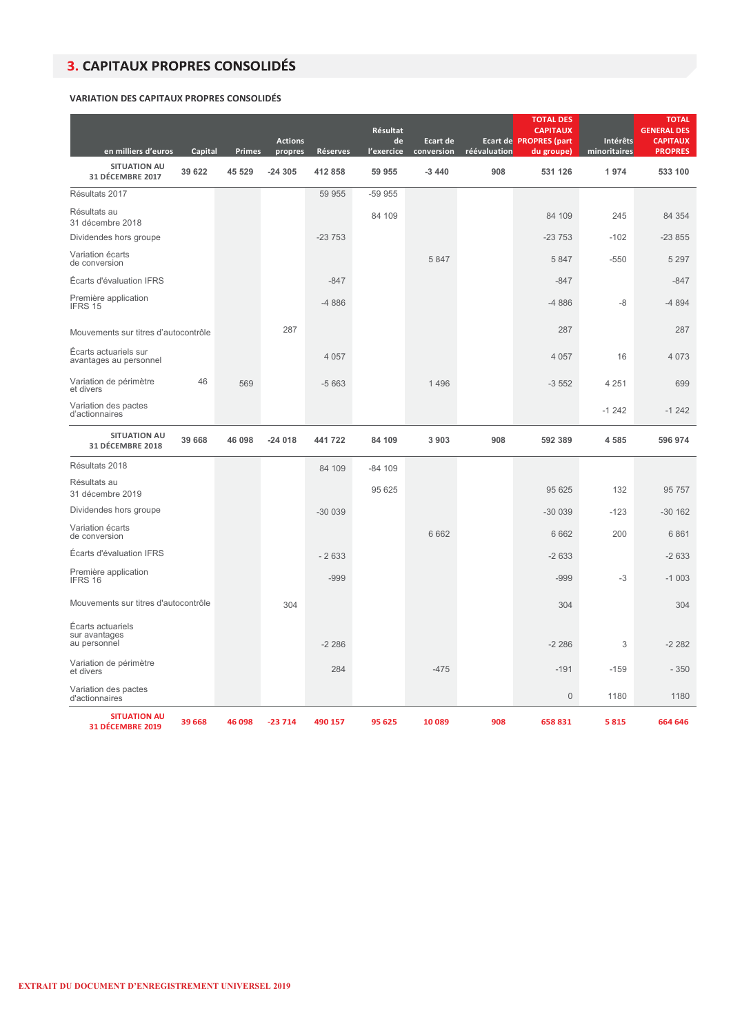## 3. CAPITAUX PROPRES CONSOLIDÉS

### VARIATION DES CAPITAUX PROPRES CONSOLIDÉS

| en milliers d'euros | Capital | Primes | Actions propres | Réserves | Résultat de l'exercice | Ecart de conversion | Ecart de réévaluation | TOTAL DES CAPITAUX PROPRES (part du groupe) | Intérêts minoritaires | TOTAL GENERAL DES CAPITAUX PROPRES |
|---|---|---|---|---|---|---|---|---|---|---|
| **SITUATION AU 31 DÉCEMBRE 2017** | **39 622** | **45 529** | **-24 305** | **412 858** | **59 955** | **-3 440** | **908** | **531 126** | **1 974** | **533 100** |
| Résultats 2017 | | | | 59 955 | -59 955 | | | | | |
| Résultats au 31 décembre 2018 | | | | | 84 109 | | | 84 109 | 245 | 84 354 |
| Dividendes hors groupe | | | | -23 753 | | | | -23 753 | -102 | -23 855 |
| Variation écarts de conversion | | | | | | 5 847 | | 5 847 | -550 | 5 297 |
| Écarts d'évaluation IFRS | | | | -847 | | | | -847 | | -847 |
| Première application IFRS 15 | | | | -4 886 | | | | -4 886 | -8 | -4 894 |
| Mouvements sur titres d'autocontrôle | | | 287 | | | | | 287 | | 287 |
| Écarts actuariels sur avantages au personnel | | | | 4 057 | | | | 4 057 | 16 | 4 073 |
| Variation de périmètre et divers | 46 | 569 | | -5 663 | | 1 496 | | -3 552 | 4 251 | 699 |
| Variation des pactes d'actionnaires | | | | | | | | | -1 242 | -1 242 |
| **SITUATION AU 31 DÉCEMBRE 2018** | **39 668** | **46 098** | **-24 018** | **441 722** | **84 109** | **3 903** | **908** | **592 389** | **4 585** | **596 974** |
| Résultats 2018 | | | | 84 109 | -84 109 | | | | | |
| Résultats au 31 décembre 2019 | | | | | 95 625 | | | 95 625 | 132 | 95 757 |
| Dividendes hors groupe | | | | -30 039 | | | | -30 039 | -123 | -30 162 |
| Variation écarts de conversion | | | | | | 6 662 | | 6 662 | 200 | 6 861 |
| Écarts d'évaluation IFRS | | | | - 2 633 | | | | -2 633 | | -2 633 |
| Première application IFRS 16 | | | | -999 | | | | -999 | -3 | -1 003 |
| Mouvements sur titres d'autocontrôle | | | 304 | | | | | 304 | | 304 |
| Écarts actuariels sur avantages au personnel | | | | -2 286 | | | | -2 286 | 3 | -2 282 |
| Variation de périmètre et divers | | | | 284 | | -475 | | -191 | -159 | - 350 |
| Variation des pactes d'actionnaires | | | | | | | | 0 | 1180 | 1180 |
| **SITUATION AU 31 DÉCEMBRE 2019** | **39 668** | **46 098** | **-23 714** | **490 157** | **95 625** | **10 089** | **908** | **658 831** | **5 815** | **664 646** |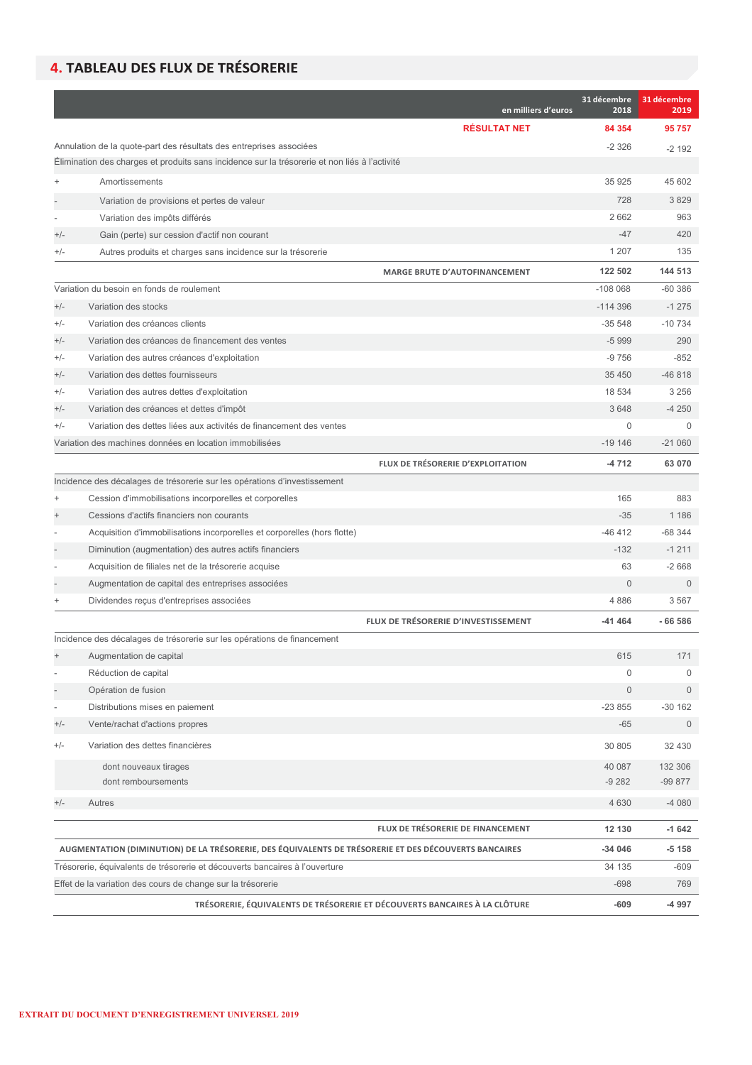## 4. TABLEAU DES FLUX DE TRÉSORERIE

| | en milliers d'euros | 31 décembre 2018 | 31 décembre 2019 |
|---|---|---|---|
| | **RÉSULTAT NET** | **84 354** | **95 757** |
| | Annulation de la quote-part des résultats des entreprises associées | -2 326 | -2 192 |
| | Élimination des charges et produits sans incidence sur la trésorerie et non liés à l'activité | | |
| + | Amortissements | 35 925 | 45 602 |
| - | Variation de provisions et pertes de valeur | 728 | 3 829 |
| - | Variation des impôts différés | 2 662 | 963 |
| +/- | Gain (perte) sur cession d'actif non courant | -47 | 420 |
| +/- | Autres produits et charges sans incidence sur la trésorerie | 1 207 | 135 |
| | **MARGE BRUTE D'AUTOFINANCEMENT** | **122 502** | **144 513** |
| | Variation du besoin en fonds de roulement | -108 068 | -60 386 |
| +/- | Variation des stocks | -114 396 | -1 275 |
| +/- | Variation des créances clients | -35 548 | -10 734 |
| +/- | Variation des créances de financement des ventes | -5 999 | 290 |
| +/- | Variation des autres créances d'exploitation | -9 756 | -852 |
| +/- | Variation des dettes fournisseurs | 35 450 | -46 818 |
| +/- | Variation des autres dettes d'exploitation | 18 534 | 3 256 |
| +/- | Variation des créances et dettes d'impôt | 3 648 | -4 250 |
| +/- | Variation des dettes liées aux activités de financement des ventes | 0 | 0 |
| | Variation des machines données en location immobilisées | -19 146 | -21 060 |
| | **FLUX DE TRÉSORERIE D'EXPLOITATION** | **-4 712** | **63 070** |
| | Incidence des décalages de trésorerie sur les opérations d'investissement | | |
| + | Cession d'immobilisations incorporelles et corporelles | 165 | 883 |
| + | Cessions d'actifs financiers non courants | -35 | 1 186 |
| - | Acquisition d'immobilisations incorporelles et corporelles (hors flotte) | -46 412 | -68 344 |
| - | Diminution (augmentation) des autres actifs financiers | -132 | -1 211 |
| - | Acquisition de filiales net de la trésorerie acquise | 63 | -2 668 |
| - | Augmentation de capital des entreprises associées | 0 | 0 |
| + | Dividendes reçus d'entreprises associées | 4 886 | 3 567 |
| | **FLUX DE TRÉSORERIE D'INVESTISSEMENT** | **-41 464** | **- 66 586** |
| | Incidence des décalages de trésorerie sur les opérations de financement | | |
| + | Augmentation de capital | 615 | 171 |
| - | Réduction de capital | 0 | 0 |
| - | Opération de fusion | 0 | 0 |
| - | Distributions mises en paiement | -23 855 | -30 162 |
| +/- | Vente/rachat d'actions propres | -65 | 0 |
| +/- | Variation des dettes financières | 30 805 | 32 430 |
| | dont nouveaux tirages | 40 087 | 132 306 |
| | dont remboursements | -9 282 | -99 877 |
| +/- | Autres | 4 630 | -4 080 |
| | **FLUX DE TRÉSORERIE DE FINANCEMENT** | **12 130** | **-1 642** |
| | **AUGMENTATION (DIMINUTION) DE LA TRÉSORERIE, DES ÉQUIVALENTS DE TRÉSORERIE ET DES DÉCOUVERTS BANCAIRES** | **-34 046** | **-5 158** |
| | Trésorerie, équivalents de trésorerie et découverts bancaires à l'ouverture | 34 135 | -609 |
| | Effet de la variation des cours de change sur la trésorerie | -698 | 769 |
| | **TRÉSORERIE, ÉQUIVALENTS DE TRÉSORERIE ET DÉCOUVERTS BANCAIRES À LA CLÔTURE** | **-609** | **-4 997** |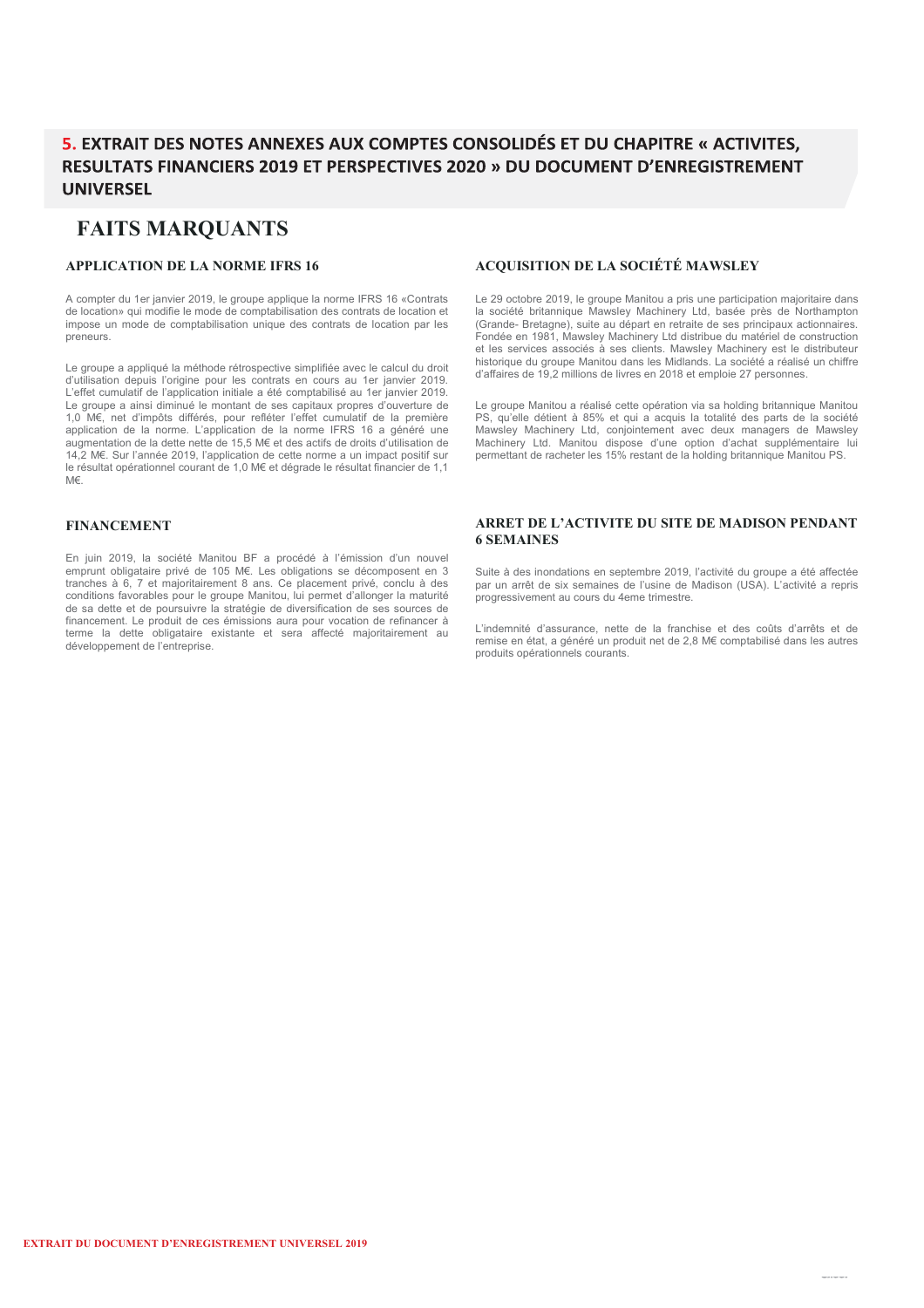## 5. EXTRAIT DES NOTES ANNEXES AUX COMPTES CONSOLIDÉS ET DU CHAPITRE « ACTIVITES, RESULTATS FINANCIERS 2019 ET PERSPECTIVES 2020 » DU DOCUMENT D'ENREGISTREMENT UNIVERSEL

# FAITS MARQUANTS

### APPLICATION DE LA NORME IFRS 16

A compter du 1er janvier 2019, le groupe applique la norme IFRS 16 «Contrats de location» qui modifie le mode de comptabilisation des contrats de location et impose un mode de comptabilisation unique des contrats de location par les preneurs.

Le groupe a appliqué la méthode rétrospective simplifiée avec le calcul du droit d'utilisation depuis l'origine pour les contrats en cours au 1er janvier 2019. L'effet cumulatif de l'application initiale a été comptabilisé au 1er janvier 2019. Le groupe a ainsi diminué le montant de ses capitaux propres d'ouverture de 1,0 M€, net d'impôts différés, pour refléter l'effet cumulatif de la première application de la norme. L'application de la norme IFRS 16 a généré une augmentation de la dette nette de 15,5 M€ et des actifs de droits d'utilisation de 14,2 M€. Sur l'année 2019, l'application de cette norme a un impact positif sur le résultat opérationnel courant de 1,0 M€ et dégrade le résultat financier de 1,1 M€.

### FINANCEMENT

En juin 2019, la société Manitou BF a procédé à l'émission d'un nouvel emprunt obligataire privé de 105 M€. Les obligations se décomposent en 3 tranches à 6, 7 et majoritairement 8 ans. Ce placement privé, conclu à des conditions favorables pour le groupe Manitou, lui permet d'allonger la maturité de sa dette et de poursuivre la stratégie de diversification de ses sources de financement. Le produit de ces émissions aura pour vocation de refinancer à terme la dette obligataire existante et sera affecté majoritairement au développement de l'entreprise.

### ACQUISITION DE LA SOCIÉTÉ MAWSLEY

Le 29 octobre 2019, le groupe Manitou a pris une participation majoritaire dans la société britannique Mawsley Machinery Ltd, basée près de Northampton (Grande- Bretagne), suite au départ en retraite de ses principaux actionnaires. Fondée en 1981, Mawsley Machinery Ltd distribue du matériel de construction et les services associés à ses clients. Mawsley Machinery est le distributeur historique du groupe Manitou dans les Midlands. La société a réalisé un chiffre d'affaires de 19,2 millions de livres en 2018 et emploie 27 personnes.

Le groupe Manitou a réalisé cette opération via sa holding britannique Manitou PS, qu'elle détient à 85% et qui a acquis la totalité des parts de la société Mawsley Machinery Ltd, conjointement avec deux managers de Mawsley Machinery Ltd. Manitou dispose d'une option d'achat supplémentaire lui permettant de racheter les 15% restant de la holding britannique Manitou PS.

### ARRET DE L'ACTIVITE DU SITE DE MADISON PENDANT 6 SEMAINES

Suite à des inondations en septembre 2019, l'activité du groupe a été affectée par un arrêt de six semaines de l'usine de Madison (USA). L'activité a repris progressivement au cours du 4eme trimestre.

L'indemnité d'assurance, nette de la franchise et des coûts d'arrêts et de remise en état, a généré un produit net de 2,8 M€ comptabilisé dans les autres produits opérationnels courants.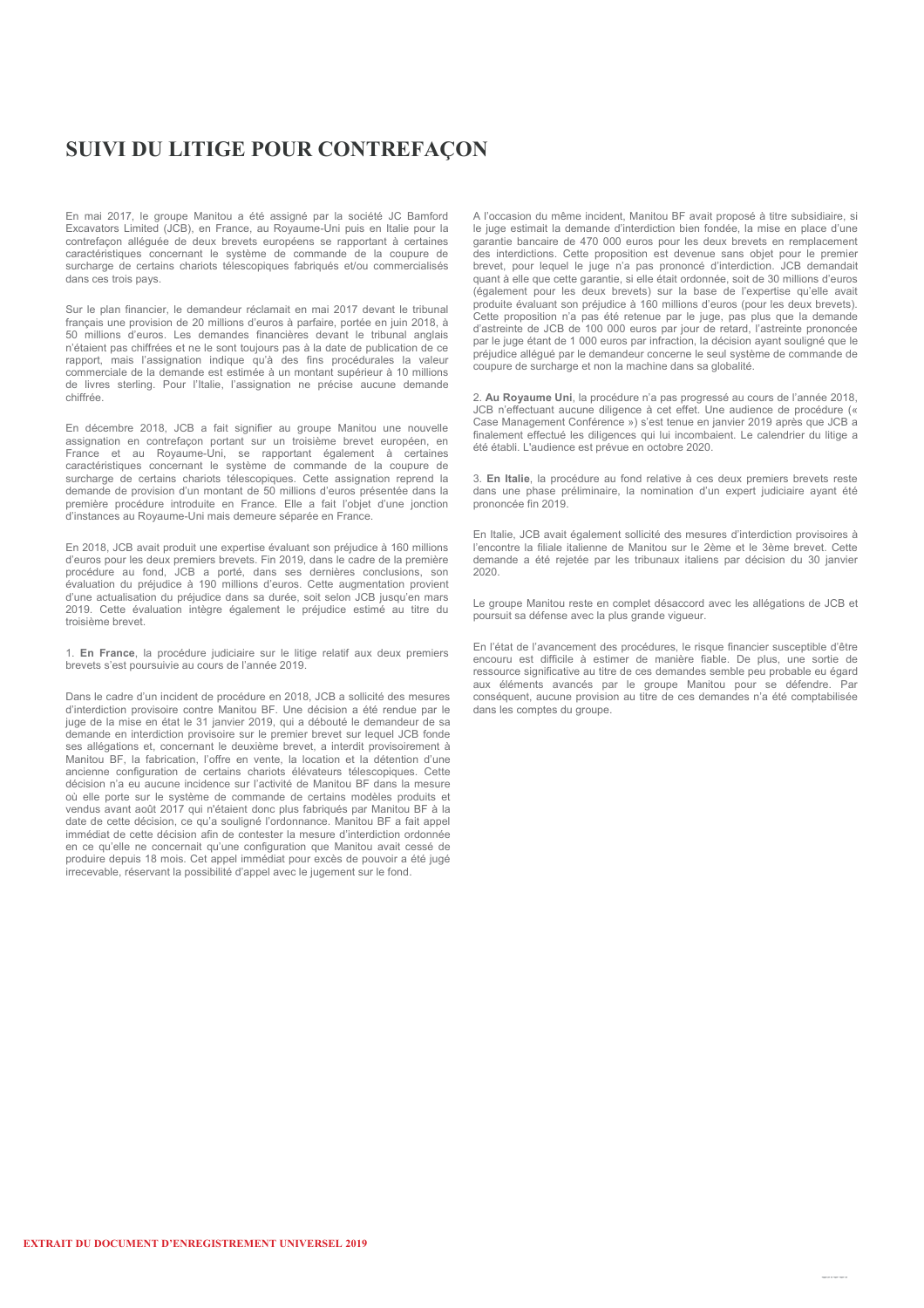# SUIVI DU LITIGE POUR CONTREFAÇON

En mai 2017, le groupe Manitou a été assigné par la société JC Bamford Excavators Limited (JCB), en France, au Royaume-Uni puis en Italie pour la contrefaçon alléguée de deux brevets européens se rapportant à certaines caractéristiques concernant le système de commande de la coupure de surcharge de certains chariots télescopiques fabriqués et/ou commercialisés dans ces trois pays.

Sur le plan financier, le demandeur réclamait en mai 2017 devant le tribunal français une provision de 20 millions d'euros à parfaire, portée en juin 2018, à 50 millions d'euros. Les demandes financières devant le tribunal anglais n'étaient pas chiffrées et ne le sont toujours pas à la date de publication de ce rapport, mais l'assignation indique qu'à des fins procédurales la valeur commerciale de la demande est estimée à un montant supérieur à 10 millions de livres sterling. Pour l'Italie, l'assignation ne précise aucune demande chiffrée.

En décembre 2018, JCB a fait signifier au groupe Manitou une nouvelle assignation en contrefaçon portant sur un troisième brevet européen, en France et au Royaume-Uni, se rapportant également à certaines caractéristiques concernant le système de commande de la coupure de surcharge de certains chariots télescopiques. Cette assignation reprend la demande de provision d'un montant de 50 millions d'euros présentée dans la première procédure introduite en France. Elle a fait l'objet d'une jonction d'instances au Royaume-Uni mais demeure séparée en France.

En 2018, JCB avait produit une expertise évaluant son préjudice à 160 millions d'euros pour les deux premiers brevets. Fin 2019, dans le cadre de la première procédure au fond, JCB a porté, dans ses dernières conclusions, son évaluation du préjudice à 190 millions d'euros. Cette augmentation provient d'une actualisation du préjudice dans sa durée, soit selon JCB jusqu'en mars 2019. Cette évaluation intègre également le préjudice estimé au titre du troisième brevet.

1. **En France**, la procédure judiciaire sur le litige relatif aux deux premiers brevets s'est poursuivie au cours de l'année 2019.

Dans le cadre d'un incident de procédure en 2018, JCB a sollicité des mesures d'interdiction provisoire contre Manitou BF. Une décision a été rendue par le juge de la mise en état le 31 janvier 2019, qui a débouté le demandeur de sa demande en interdiction provisoire sur le premier brevet sur lequel JCB fonde ses allégations et, concernant le deuxième brevet, a interdit provisoirement à Manitou BF, la fabrication, l'offre en vente, la location et la détention d'une ancienne configuration de certains chariots élévateurs télescopiques. Cette décision n'a eu aucune incidence sur l'activité de Manitou BF dans la mesure où elle porte sur le système de commande de certains modèles produits et vendus avant août 2017 qui n'étaient donc plus fabriqués par Manitou BF à la date de cette décision, ce qu'a souligné l'ordonnance. Manitou BF a fait appel immédiat de cette décision afin de contester la mesure d'interdiction ordonnée en ce qu'elle ne concernait qu'une configuration que Manitou avait cessé de produire depuis 18 mois. Cet appel immédiat pour excès de pouvoir a été jugé irrecevable, réservant la possibilité d'appel avec le jugement sur le fond.

A l'occasion du même incident, Manitou BF avait proposé à titre subsidiaire, si le juge estimait la demande d'interdiction bien fondée, la mise en place d'une garantie bancaire de 470 000 euros pour les deux brevets en remplacement des interdictions. Cette proposition est devenue sans objet pour le premier brevet, pour lequel le juge n'a pas prononcé d'interdiction. JCB demandait quant à elle que cette garantie, si elle était ordonnée, soit de 30 millions d'euros (également pour les deux brevets) sur la base de l'expertise qu'elle avait produite évaluant son préjudice à 160 millions d'euros (pour les deux brevets). Cette proposition n'a pas été retenue par le juge, pas plus que la demande d'astreinte de JCB de 100 000 euros par jour de retard, l'astreinte prononcée par le juge étant de 1 000 euros par infraction, la décision ayant souligné que le préjudice allégué par le demandeur concerne le seul système de commande de coupure de surcharge et non la machine dans sa globalité.

2. **Au Royaume Uni**, la procédure n'a pas progressé au cours de l'année 2018, JCB n'effectuant aucune diligence à cet effet. Une audience de procédure (« Case Management Conférence ») s'est tenue en janvier 2019 après que JCB a finalement effectué les diligences qui lui incombaient. Le calendrier du litige a été établi. L'audience est prévue en octobre 2020.

3. **En Italie**, la procédure au fond relative à ces deux premiers brevets reste dans une phase préliminaire, la nomination d'un expert judiciaire ayant été prononcée fin 2019.

En Italie, JCB avait également sollicité des mesures d'interdiction provisoires à l'encontre la filiale italienne de Manitou sur le 2ème et le 3ème brevet. Cette demande a été rejetée par les tribunaux italiens par décision du 30 janvier 2020.

Le groupe Manitou reste en complet désaccord avec les allégations de JCB et poursuit sa défense avec la plus grande vigueur.

En l'état de l'avancement des procédures, le risque financier susceptible d'être encouru est difficile à estimer de manière fiable. De plus, une sortie de ressource significative au titre de ces demandes semble peu probable eu égard aux éléments avancés par le groupe Manitou pour se défendre. Par conséquent, aucune provision au titre de ces demandes n'a été comptabilisée dans les comptes du groupe.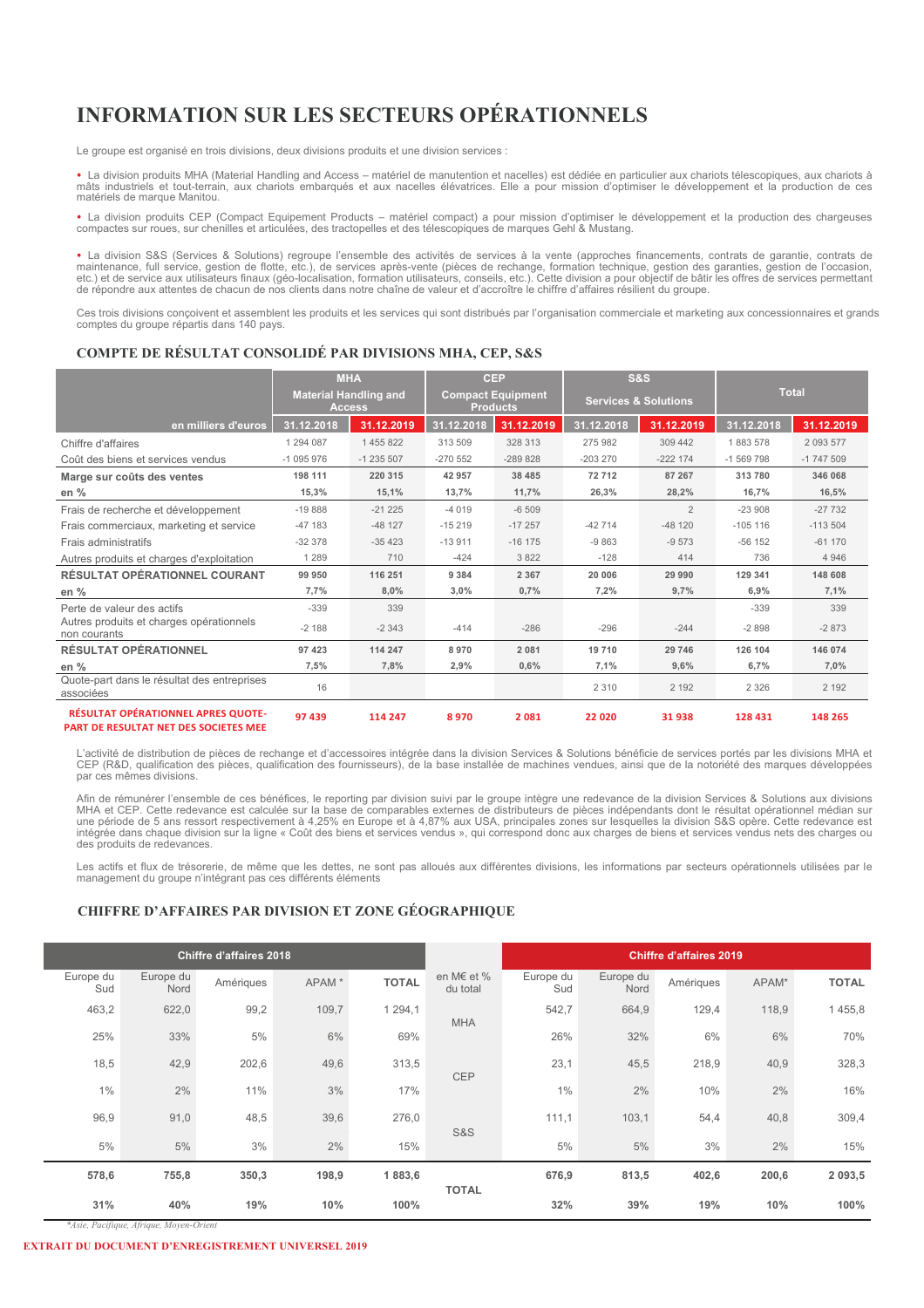# INFORMATION SUR LES SECTEURS OPÉRATIONNELS

Le groupe est organisé en trois divisions, deux divisions produits et une division services :

- La division produits MHA (Material Handling and Access – matériel de manutention et nacelles) est dédiée en particulier aux chariots télescopiques, aux chariots à mâts industriels et tout-terrain, aux chariots embarqués et aux nacelles élévatrices. Elle a pour mission d'optimiser le développement et la production de ces matériels de marque Manitou.

- La division produits CEP (Compact Equipement Products – matériel compact) a pour mission d'optimiser le développement et la production des chargeuses compactes sur roues, sur chenilles et articulées, des tractopelles et des télescopiques de marques Gehl & Mustang.

- La division S&S (Services & Solutions) regroupe l'ensemble des activités de services à la vente (approches financements, contrats de garantie, contrats de maintenance, full service, gestion de flotte, etc.), de services après-vente (pièces de rechange, formation technique, gestion des garanties, gestion de l'occasion, etc.) et de service aux utilisateurs finaux (géo-localisation, formation utilisateurs, conseils, etc.). Cette division a pour objectif de bâtir les offres de services permettant de répondre aux attentes de chacun de nos clients dans notre chaîne de valeur et d'accroître le chiffre d'affaires résilient du groupe.

Ces trois divisions conçoivent et assemblent les produits et les services qui sont distribués par l'organisation commerciale et marketing aux concessionnaires et grands comptes du groupe répartis dans 140 pays.

## COMPTE DE RÉSULTAT CONSOLIDÉ PAR DIVISIONS MHA, CEP, S&S

| | MHA Material Handling and Access | | CEP Compact Equipment Products | | S&S Services & Solutions | | Total | |
|---|---|---|---|---|---|---|---|---|
| en milliers d'euros | 31.12.2018 | 31.12.2019 | 31.12.2018 | 31.12.2019 | 31.12.2018 | 31.12.2019 | 31.12.2018 | 31.12.2019 |
| Chiffre d'affaires | 1 294 087 | 1 455 822 | 313 509 | 328 313 | 275 982 | 309 442 | 1 883 578 | 2 093 577 |
| Coût des biens et services vendus | -1 095 976 | -1 235 507 | -270 552 | -289 828 | -203 270 | -222 174 | -1 569 798 | -1 747 509 |
| **Marge sur coûts des ventes** | **198 111** | **220 315** | **42 957** | **38 485** | **72 712** | **87 267** | **313 780** | **346 068** |
| **en %** | **15,3%** | **15,1%** | **13,7%** | **11,7%** | **26,3%** | **28,2%** | **16,7%** | **16,5%** |
| Frais de recherche et développement | -19 888 | -21 225 | -4 019 | -6 509 | | 2 | -23 908 | -27 732 |
| Frais commerciaux, marketing et service | -47 183 | -48 127 | -15 219 | -17 257 | -42 714 | -48 120 | -105 116 | -113 504 |
| Frais administratifs | -32 378 | -35 423 | -13 911 | -16 175 | -9 863 | -9 573 | -56 152 | -61 170 |
| Autres produits et charges d'exploitation | 1 289 | 710 | -424 | 3 822 | -128 | 414 | 736 | 4 946 |
| **RÉSULTAT OPÉRATIONNEL COURANT** | **99 950** | **116 251** | **9 384** | **2 367** | **20 006** | **29 990** | **129 341** | **148 608** |
| **en %** | **7,7%** | **8,0%** | **3,0%** | **0,7%** | **7,2%** | **9,7%** | **6,9%** | **7,1%** |
| Perte de valeur des actifs | -339 | 339 | | | | | -339 | 339 |
| Autres produits et charges opérationnels non courants | -2 188 | -2 343 | -414 | -286 | -296 | -244 | -2 898 | -2 873 |
| **RÉSULTAT OPÉRATIONNEL** | **97 423** | **114 247** | **8 970** | **2 081** | **19 710** | **29 746** | **126 104** | **146 074** |
| **en %** | **7,5%** | **7,8%** | **2,9%** | **0,6%** | **7,1%** | **9,6%** | **6,7%** | **7,0%** |
| Quote-part dans le résultat des entreprises associées | 16 | | | | 2 310 | 2 192 | 2 326 | 2 192 |
| **RÉSULTAT OPÉRATIONNEL APRES QUOTE-PART DE RESULTAT NET DES SOCIETES MEE** | **97 439** | **114 247** | **8 970** | **2 081** | **22 020** | **31 938** | **128 431** | **148 265** |

L'activité de distribution de pièces de rechange et d'accessoires intégrée dans la division Services & Solutions bénéficie de services portés par les divisions MHA et CEP (R&D, qualification des pièces, qualification des fournisseurs), de la base installée de machines vendues, ainsi que de la notoriété des marques développées par ces mêmes divisions.

Afin de rémunérer l'ensemble de ces bénéfices, le reporting par division suivi par le groupe intègre une redevance de la division Services & Solutions aux divisions MHA et CEP. Cette redevance est calculée sur la base de comparables externes de distributeurs de pièces indépendants dont le résultat opérationnel médian sur une période de 5 ans ressort respectivement à 4,25% en Europe et à 4,87% aux USA, principales zones sur lesquelles la division S&S opère. Cette redevance est intégrée dans chaque division sur la ligne « Coût des biens et services vendus », qui correspond donc aux charges de biens et services vendus nets des charges ou des produits de redevances.

Les actifs et flux de trésorerie, de même que les dettes, ne sont pas alloués aux différentes divisions, les informations par secteurs opérationnels utilisées par le management du groupe n'intégrant pas ces différents éléments

## CHIFFRE D'AFFAIRES PAR DIVISION ET ZONE GÉOGRAPHIQUE

| Chiffre d'affaires 2018 | | | | | | Chiffre d'affaires 2019 | | | | |
|---|---|---|---|---|---|---|---|---|---|---|
| Europe du Sud | Europe du Nord | Amériques | APAM * | TOTAL | en M€ et % du total | Europe du Sud | Europe du Nord | Amériques | APAM* | TOTAL |
| 463,2 | 622,0 | 99,2 | 109,7 | 1 294,1 | MHA | 542,7 | 664,9 | 129,4 | 118,9 | 1 455,8 |
| 25% | 33% | 5% | 6% | 69% | | 26% | 32% | 6% | 6% | 70% |
| 18,5 | 42,9 | 202,6 | 49,6 | 313,5 | CEP | 23,1 | 45,5 | 218,9 | 40,9 | 328,3 |
| 1% | 2% | 11% | 3% | 17% | | 1% | 2% | 10% | 2% | 16% |
| 96,9 | 91,0 | 48,5 | 39,6 | 276,0 | S&S | 111,1 | 103,1 | 54,4 | 40,8 | 309,4 |
| 5% | 5% | 3% | 2% | 15% | | 5% | 5% | 3% | 2% | 15% |
| **578,6** | **755,8** | **350,3** | **198,9** | **1 883,6** | **TOTAL** | **676,9** | **813,5** | **402,6** | **200,6** | **2 093,5** |
| **31%** | **40%** | **19%** | **10%** | **100%** | | **32%** | **39%** | **19%** | **10%** | **100%** |

*Asie, Pacifique, Afrique, Moyen-Orient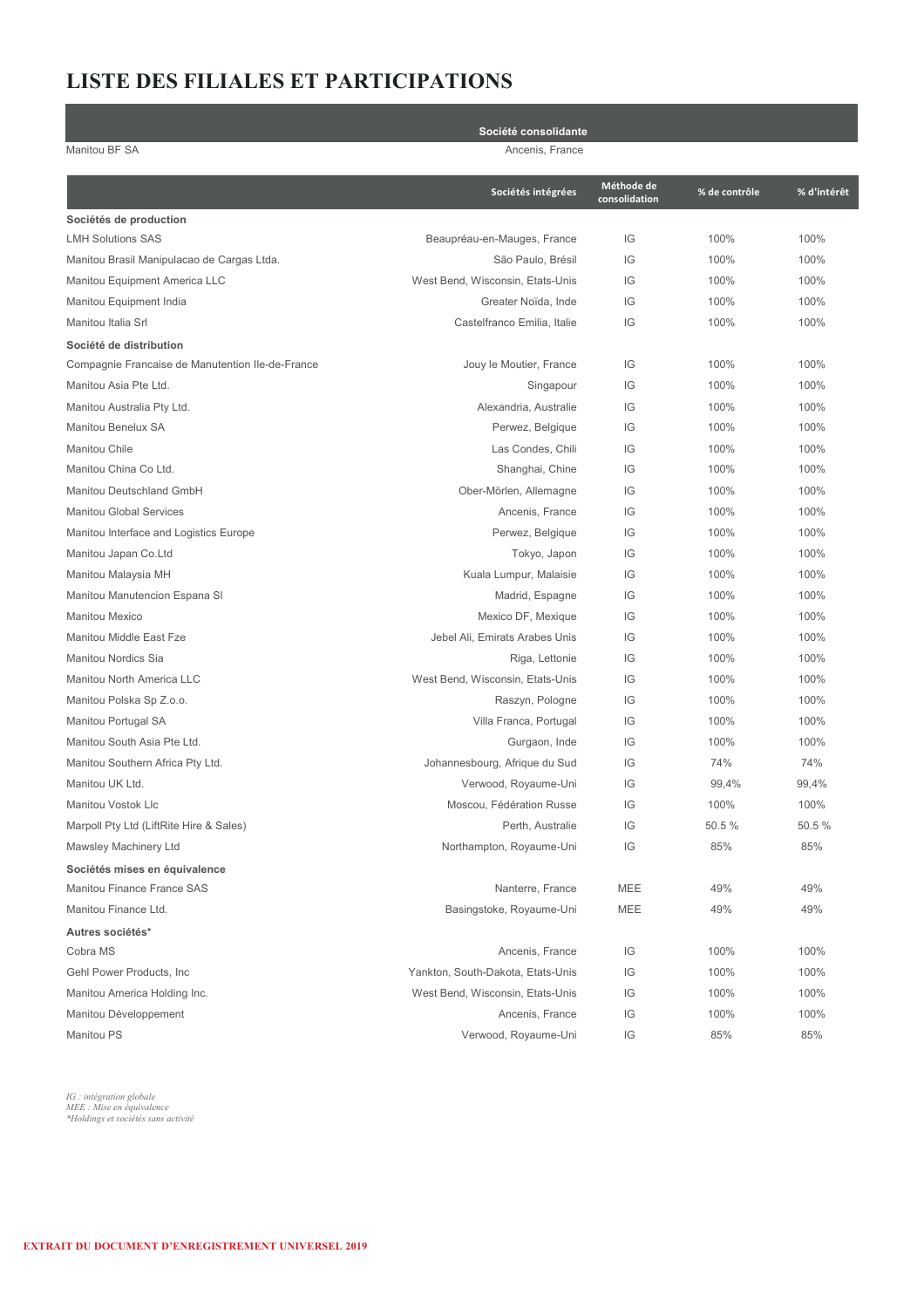# LISTE DES FILIALES ET PARTICIPATIONS

| Société consolidante | |
|---|---|
| Manitou BF SA | Ancenis, France |

| | Sociétés intégrées | Méthode de consolidation | % de contrôle | % d'intérêt |
|---|---|---|---|---|
| **Sociétés de production** | | | | |
| LMH Solutions SAS | Beaupréau-en-Mauges, France | IG | 100% | 100% |
| Manitou Brasil Manipulacao de Cargas Ltda. | São Paulo, Brésil | IG | 100% | 100% |
| Manitou Equipment America LLC | West Bend, Wisconsin, Etats-Unis | IG | 100% | 100% |
| Manitou Equipment India | Greater Noïda, Inde | IG | 100% | 100% |
| Manitou Italia Srl | Castelfranco Emilia, Italie | IG | 100% | 100% |
| **Société de distribution** | | | | |
| Compagnie Francaise de Manutention Ile-de-France | Jouy le Moutier, France | IG | 100% | 100% |
| Manitou Asia Pte Ltd. | Singapour | IG | 100% | 100% |
| Manitou Australia Pty Ltd. | Alexandria, Australie | IG | 100% | 100% |
| Manitou Benelux SA | Perwez, Belgique | IG | 100% | 100% |
| Manitou Chile | Las Condes, Chili | IG | 100% | 100% |
| Manitou China Co Ltd. | Shanghai, Chine | IG | 100% | 100% |
| Manitou Deutschland GmbH | Ober-Mörlen, Allemagne | IG | 100% | 100% |
| Manitou Global Services | Ancenis, France | IG | 100% | 100% |
| Manitou Interface and Logistics Europe | Perwez, Belgique | IG | 100% | 100% |
| Manitou Japan Co.Ltd | Tokyo, Japon | IG | 100% | 100% |
| Manitou Malaysia MH | Kuala Lumpur, Malaisie | IG | 100% | 100% |
| Manitou Manutencion Espana Sl | Madrid, Espagne | IG | 100% | 100% |
| Manitou Mexico | Mexico DF, Mexique | IG | 100% | 100% |
| Manitou Middle East Fze | Jebel Ali, Emirats Arabes Unis | IG | 100% | 100% |
| Manitou Nordics Sia | Riga, Lettonie | IG | 100% | 100% |
| Manitou North America LLC | West Bend, Wisconsin, Etats-Unis | IG | 100% | 100% |
| Manitou Polska Sp Z.o.o. | Raszyn, Pologne | IG | 100% | 100% |
| Manitou Portugal SA | Villa Franca, Portugal | IG | 100% | 100% |
| Manitou South Asia Pte Ltd. | Gurgaon, Inde | IG | 100% | 100% |
| Manitou Southern Africa Pty Ltd. | Johannesbourg, Afrique du Sud | IG | 74% | 74% |
| Manitou UK Ltd. | Verwood, Royaume-Uni | IG | 99,4% | 99,4% |
| Manitou Vostok Llc | Moscou, Fédération Russe | IG | 100% | 100% |
| Marpoll Pty Ltd (LiftRite Hire & Sales) | Perth, Australie | IG | 50.5 % | 50.5 % |
| Mawsley Machinery Ltd | Northampton, Royaume-Uni | IG | 85% | 85% |
| **Sociétés mises en équivalence** | | | | |
| Manitou Finance France SAS | Nanterre, France | MEE | 49% | 49% |
| Manitou Finance Ltd. | Basingstoke, Royaume-Uni | MEE | 49% | 49% |
| **Autres sociétés*** | | | | |
| Cobra MS | Ancenis, France | IG | 100% | 100% |
| Gehl Power Products, Inc | Yankton, South-Dakota, Etats-Unis | IG | 100% | 100% |
| Manitou America Holding Inc. | West Bend, Wisconsin, Etats-Unis | IG | 100% | 100% |
| Manitou Développement | Ancenis, France | IG | 100% | 100% |
| Manitou PS | Verwood, Royaume-Uni | IG | 85% | 85% |

*IG : intégration globale*
*MEE : Mise en équivalence*
*\*Holdings et sociétés sans activité*

EXTRAIT DU DOCUMENT D'ENREGISTREMENT UNIVERSEL 2019